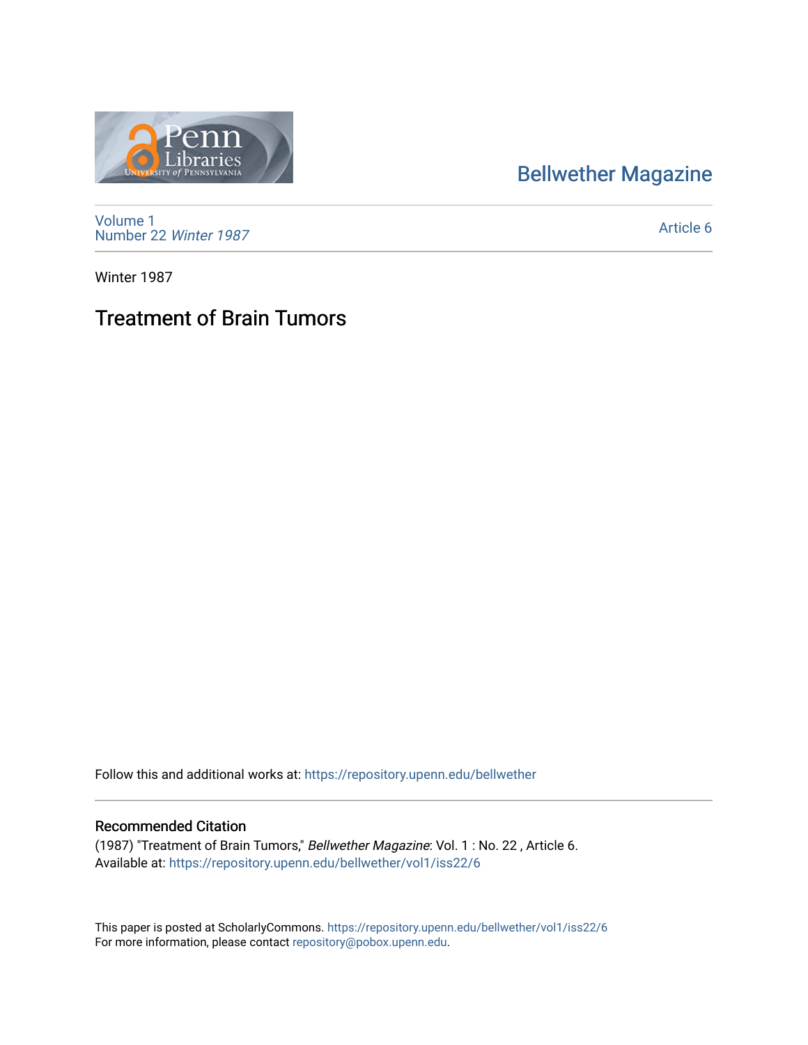Bellwether Magazine

Volume 1
Number 22 *Winter 1987*

Article 6

Winter 1987

# Treatment of Brain Tumors

Follow this and additional works at: https://repository.upenn.edu/bellwether

## Recommended Citation

(1987) "Treatment of Brain Tumors," *Bellwether Magazine*: Vol. 1 : No. 22 , Article 6.
Available at: https://repository.upenn.edu/bellwether/vol1/iss22/6

This paper is posted at ScholarlyCommons. https://repository.upenn.edu/bellwether/vol1/iss22/6
For more information, please contact repository@pobox.upenn.edu.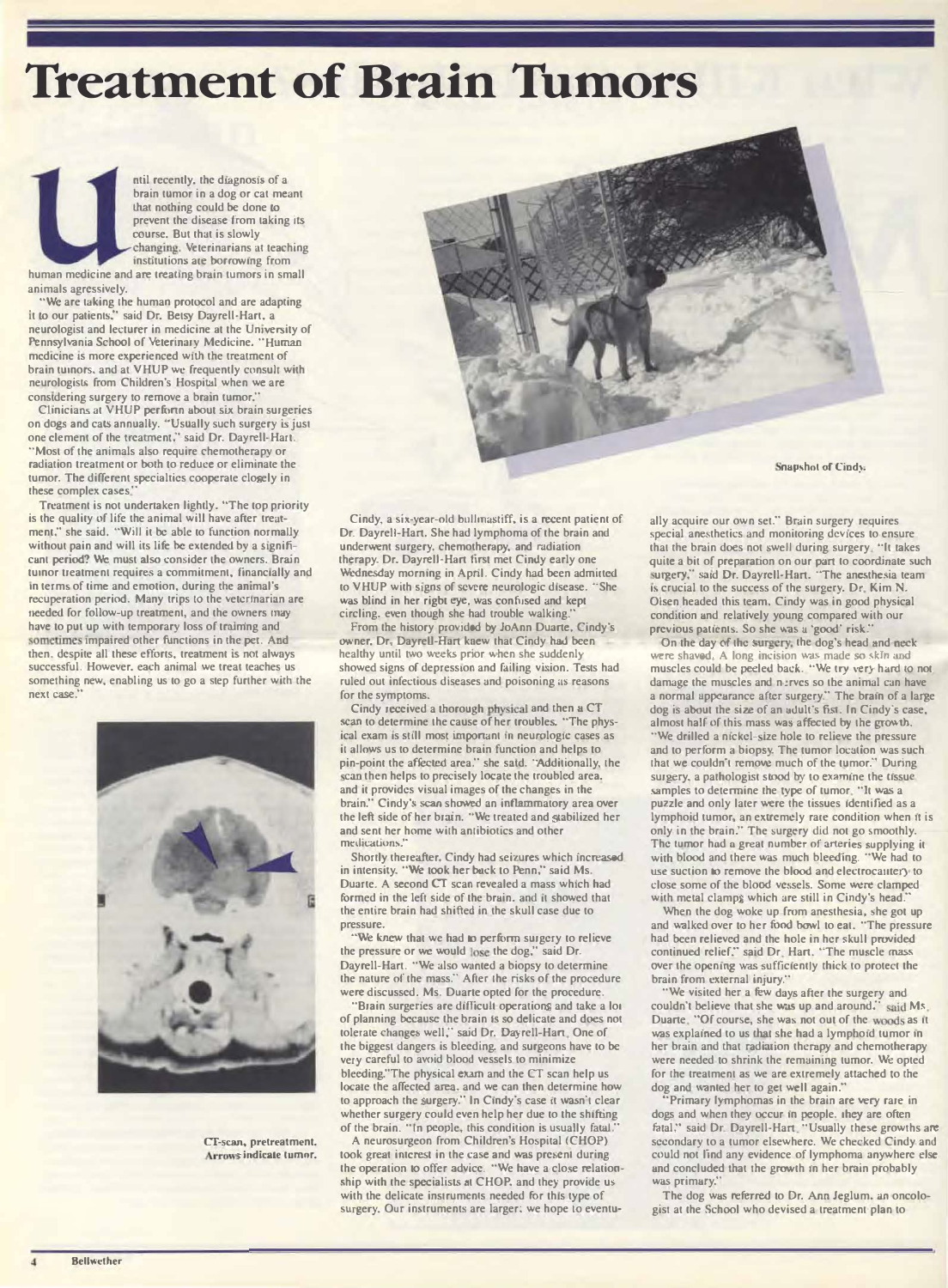# Treatment of Brain Tumors

Until recently, the diagnosis of a brain tumor in a dog or cat meant that nothing could be done to prevent the disease from taking its course. But that is slowly changing. Veterinarians at teaching institutions are borrowing from human medicine and are treating brain tumors in small animals agressively.

"We are taking the human protocol and are adapting it to our patients," said Dr. Betsy Dayrell-Hart, a neurologist and lecturer in medicine at the University of Pennsylvania School of Veterinary Medicine. "Human medicine is more experienced with the treatment of brain tumors, and at VHUP we frequently consult with neurologists from Children's Hospital when we are considering surgery to remove a brain tumor."

Clinicians at VHUP perform about six brain surgeries on dogs and cats annually. "Usually such surgery is just one element of the treatment," said Dr. Dayrell-Hart. "Most of the animals also require chemotherapy or radiation treatment or both to reduce or eliminate the tumor. The different specialties cooperate closely in these complex cases."

Treatment is not undertaken lightly. "The top priority is the quality of life the animal will have after treatment," she said. "Will it be able to function normally without pain and will its life be extended by a significant period? We must also consider the owners. Brain tumor treatment requires a commitment, financially and in terms of time and emotion, during the animal's recuperation period. Many trips to the veterinarian are needed for follow-up treatment, and the owners may have to put up with temporary loss of training and sometimes impaired other functions in the pet. And then, despite all these efforts, treatment is not always successful. However, each animal we treat teaches us something new, enabling us to go a step further with the next case."

CT-scan, pretreatment. Arrows indicate tumor.

Snapshot of Cindy.

Cindy, a six-year-old bullmastiff, is a recent patient of Dr. Dayrell-Hart. She had lymphoma of the brain and underwent surgery, chemotherapy, and radiation therapy. Dr. Dayrell-Hart first met Cindy early one Wednesday morning in April. Cindy had been admitted to VHUP with signs of severe neurologic disease. "She was blind in her right eye, was confused and kept circling, even though she had trouble walking."

From the history provided by JoAnn Duarte, Cindy's owner, Dr. Dayrell-Hart knew that Cindy had been healthy until two weeks prior when she suddenly showed signs of depression and failing vision. Tests had ruled out infectious diseases and poisoning as reasons for the symptoms.

Cindy received a thorough physical and then a CT scan to determine the cause of her troubles. "The physical exam is still most important in neurologic cases as it allows us to determine brain function and helps to pin-point the affected area," she said. "Additionally, the scan then helps to precisely locate the troubled area, and it provides visual images of the changes in the brain." Cindy's scan showed an inflammatory area over the left side of her brain. "We treated and stabilized her and sent her home with antibiotics and other medications."

Shortly thereafter, Cindy had seizures which increased in intensity. "We took her back to Penn," said Ms. Duarte. A second CT scan revealed a mass which had formed in the left side of the brain, and it showed that the entire brain had shifted in the skull case due to pressure.

"We knew that we had to perform surgery to relieve the pressure or we would lose the dog," said Dr. Dayrell-Hart. "We also wanted a biopsy to determine the nature of the mass." After the risks of the procedure were discussed, Ms. Duarte opted for the procedure.

"Brain surgeries are difficult operations and take a lot of planning because the brain is so delicate and does not tolerate changes well," said Dr. Dayrell-Hart. One of the biggest dangers is bleeding, and surgeons have to be very careful to avoid blood vessels to minimize bleeding."The physical exam and the CT scan help us locate the affected area, and we can then determine how to approach the surgery." In Cindy's case it wasn't clear whether surgery could even help her due to the shifting of the brain. "In people, this condition is usually fatal."

A neurosurgeon from Children's Hospital (CHOP) took great interest in the case and was present during the operation to offer advice. "We have a close relationship with the specialists at CHOP, and they provide us with the delicate instruments needed for this type of surgery. Our instruments are larger; we hope to eventually acquire our own set." Brain surgery requires special anesthetics and monitoring devices to ensure that the brain does not swell during surgery. "It takes quite a bit of preparation on our part to coordinate such surgery," said Dr. Dayrell-Hart. "The anesthesia team is crucial to the success of the surgery. Dr. Kim N. Olsen headed this team. Cindy was in good physical condition and relatively young compared with our previous patients. So she was a 'good' risk."

On the day of the surgery, the dog's head and neck were shaved. A long incision was made so skin and muscles could be peeled back. "We try very hard to not damage the muscles and nerves so the animal can have a normal appearance after surgery." The brain of a large dog is about the size of an adult's fist. In Cindy's case, almost half of this mass was affected by the growth. "We drilled a nickel-size hole to relieve the pressure and to perform a biopsy. The tumor location was such that we couldn't remove much of the tumor." During surgery, a pathologist stood by to examine the tissue samples to determine the type of tumor. "It was a puzzle and only later were the tissues identified as a lymphoid tumor, an extremely rare condition when it is only in the brain." The surgery did not go smoothly. The tumor had a great number of arteries supplying it with blood and there was much bleeding. "We had to use suction to remove the blood and electrocautery to close some of the blood vessels. Some were clamped with metal clamps which are still in Cindy's head."

When the dog woke up from anesthesia, she got up and walked over to her food bowl to eat. "The pressure had been relieved and the hole in her skull provided continued relief," said Dr. Hart. "The muscle mass over the opening was sufficiently thick to protect the brain from external injury."

"We visited her a few days after the surgery and couldn't believe that she was up and around," said Ms. Duarte. "Of course, she was not out of the woods as it was explained to us that she had a lymphoid tumor in her brain and that radiation therapy and chemotherapy were needed to shrink the remaining tumor. We opted for the treatment as we are extremely attached to the dog and wanted her to get well again."

"Primary lymphomas in the brain are very rare in dogs and when they occur in people, they are often fatal," said Dr. Dayrell-Hart. "Usually these growths are secondary to a tumor elsewhere. We checked Cindy and could not find any evidence of lymphoma anywhere else and concluded that the growth in her brain probably was primary."

The dog was referred to Dr. Ann Jeglum, an oncologist at the School who devised a treatment plan to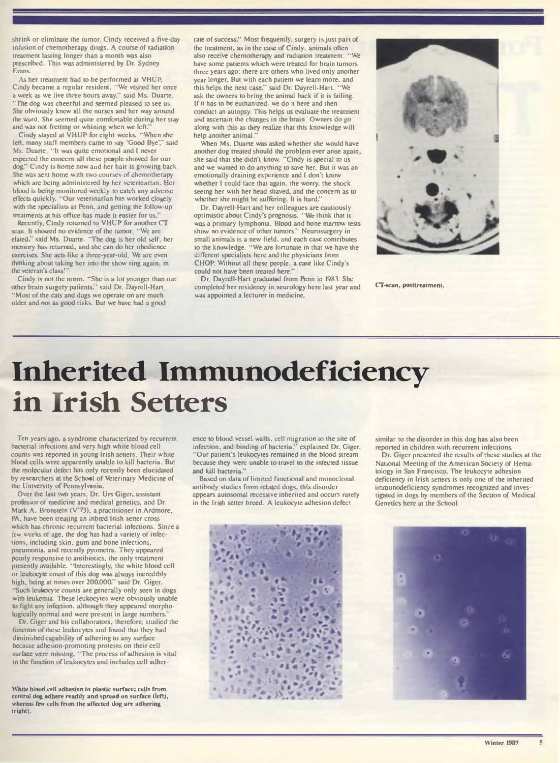shrink or eliminate the tumor. Cindy received a five-day infusion of chemotherapy drugs. A course of radiation treatment lasting longer than a month was also prescribed. This was administered by Dr. Sydney Evans.

As her treatment had to be performed at VHUP, Cindy became a regular resident. "We visited her once a week as we live three hours away," said Ms. Duarte. "The dog was cheerful and seemed pleased to see us. She obviously knew all the nurses and her way around the ward. She seemed quite comfortable during her stay and was not fretting or whining when we left."

Cindy stayed at VHUP for eight weeks. "When she left, many staff members came to say 'Good Bye'," said Ms. Duarte. "It was quite emotional and I never expected the concern all these people showed for our dog." Cindy is home now and her hair is growing back. She was sent home with two courses of chemotherapy which are being administered by her veterinarian. Her blood is being monitored weekly to catch any adverse effects quickly. "Our veterinarian has worked closely with the specialists at Penn, and getting the follow-up treatments at his office has made it easier for us."

Recently, Cindy returned to VHUP for another CT scan. It showed no evidence of the tumor. "We are elated," said Ms. Duarte. "The dog is her old self, her memory has returned, and she can do her obedience exercises. She acts like a three-year-old. We are even thinking about taking her into the show ring again, in the veteran's class!"

Cindy is not the norm. "She is a lot younger than our other brain surgery patients," said Dr. Dayrell-Hart. "Most of the cats and dogs we operate on are much older and not as good risks. But we have had a good rate of success." Most frequently, surgery is just part of the treatment, as in the case of Cindy, animals often also receive chemotherapy and radiation treatment. "We have some patients which were treated for brain tumors three years ago; there are others who lived only another year longer. But with each patient we learn more, and this helps the next case," said Dr. Dayrell-Hart. "We ask the owners to bring the animal back if it is failing. If it has to be euthanized, we do it here and then conduct an autopsy. This helps us evaluate the treatment and ascertain the changes in the brain. Owners do go along with this as they realize that this knowledge will help another animal."

When Ms. Duarte was asked whether she would have another dog treated should the problem ever arise again, she said that she didn't know. "Cindy is special to us and we wanted to do anything to save her. But it was an emotionally draining experience and I don't know whether I could face that again, the worry, the shock seeing her with her head shaved, and the concern as to whether she might be suffering. It is hard."

Dr. Dayrell-Hart and her colleagues are cautiously optimistic about Cindy's prognosis. "We think that it was a primary lymphoma. Blood and bone marrow tests show no evidence of other tumors." Neurosurgery in small animals is a new field, and each case contributes to the knowledge. "We are fortunate in that we have the different specialists here and the physicians from CHOP. Without all these people, a case like Cindy's could not have been treated here."

Dr. Dayrell-Hart graduated from Penn in 1983. She completed her residency in neurology here last year and was appointed a lecturer in medicine.

CT-scan, posttreatment.

# Inherited Immunodeficiency in Irish Setters

Ten years ago, a syndrome characterized by recurrent bacterial infections and very high white blood cell counts was reported in young Irish setters. Their white blood cells were apparently unable to kill bacteria. But the molecular defect has only recently been elucidated by researchers at the School of Veterinary Medicine of the University of Pennsylvania.

Over the last two years, Dr. Urs Giger, assistant professor of medicine and medical genetics, and Dr. Mark A. Bronstein (V'73), a practitioner in Ardmore, PA, have been treating an inbred Irish setter cross which has chronic recurrent bacterial infections. Since a few weeks of age, the dog has had a variety of infections, including skin, gum and bone infections, pneumonia, and recently pyometra. They appeared poorly responsive to antibiotics, the only treatment presently available. "Interestingly, the white blood cell or leukocyte count of this dog was always incredibly high, being at times over 200,000," said Dr. Giger. "Such leukocyte counts are generally only seen in dogs with leukemia. These leukocytes were obviously unable to fight any infection, although they appeared morphologically normal and were present in large numbers."

Dr. Giger and his collaborators, therefore, studied the function of these leukocytes and found that they had diminished capability of adhering to any surface because adhesion-promoting proteins on their cell surface were missing. "The process of adhesion is vital in the function of leukocytes and includes cell adherence to blood vessel walls, cell migration to the site of infection, and binding of bacteria," explained Dr. Giger. "Our patient's leukocytes remained in the blood stream because they were unable to travel to the infected tissue and kill bacteria."

Based on data of limited functional and monoclonal antibody studies from related dogs, this disorder appears autosomal recessive inherited and occurs rarely in the Irish setter breed. A leukocyte adhesion defect similar to the disorder in this dog has also been reported in children with recurrent infections.

Dr. Giger presented the results of these studies at the National Meeting of the American Society of Hematology in San Francisco. The leukocyte adhesion deficiency in Irish setters is only one of the inherited immunodeficiency syndromes recognized and investigated in dogs by members of the Section of Medical Genetics here at the School.

White blood cell adhesion to plastic surface; cells from control dog adhere readily and spread on surface (left), whereas few cells from the affected dog are adhering (right).